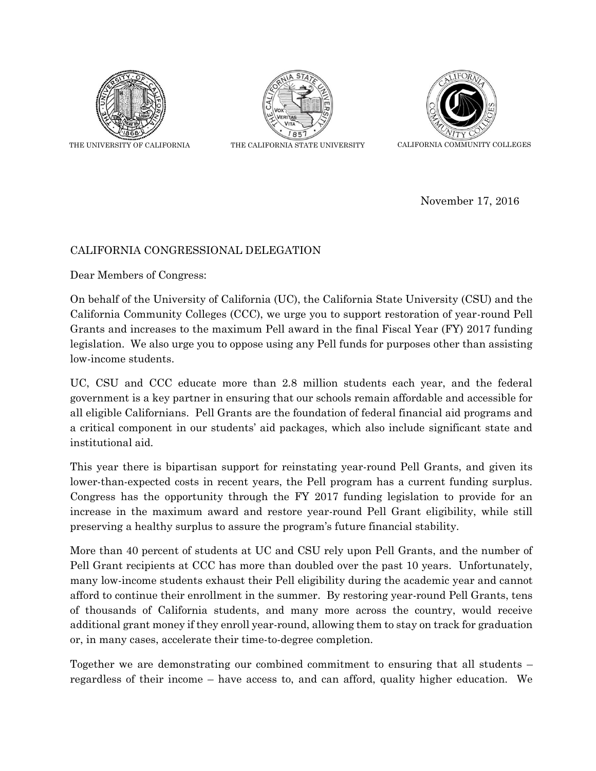THE UNIVERSITY OF CALIFORNIA THE CALIFORNIA STATE UNIVERSITY CALIFORNIA COMMUNITY COLLEGES

November 17, 2016

CALIFORNIA CONGRESSIONAL DELEGATION

Dear Members of Congress:

On behalf of the University of California (UC), the California State University (CSU) and the California Community Colleges (CCC), we urge you to support restoration of year-round Pell Grants and increases to the maximum Pell award in the final Fiscal Year (FY) 2017 funding legislation. We also urge you to oppose using any Pell funds for purposes other than assisting low-income students.

UC, CSU and CCC educate more than 2.8 million students each year, and the federal government is a key partner in ensuring that our schools remain affordable and accessible for all eligible Californians. Pell Grants are the foundation of federal financial aid programs and a critical component in our students' aid packages, which also include significant state and institutional aid.

This year there is bipartisan support for reinstating year-round Pell Grants, and given its lower-than-expected costs in recent years, the Pell program has a current funding surplus. Congress has the opportunity through the FY 2017 funding legislation to provide for an increase in the maximum award and restore year-round Pell Grant eligibility, while still preserving a healthy surplus to assure the program's future financial stability.

More than 40 percent of students at UC and CSU rely upon Pell Grants, and the number of Pell Grant recipients at CCC has more than doubled over the past 10 years. Unfortunately, many low-income students exhaust their Pell eligibility during the academic year and cannot afford to continue their enrollment in the summer. By restoring year-round Pell Grants, tens of thousands of California students, and many more across the country, would receive additional grant money if they enroll year-round, allowing them to stay on track for graduation or, in many cases, accelerate their time-to-degree completion.

Together we are demonstrating our combined commitment to ensuring that all students – regardless of their income – have access to, and can afford, quality higher education. We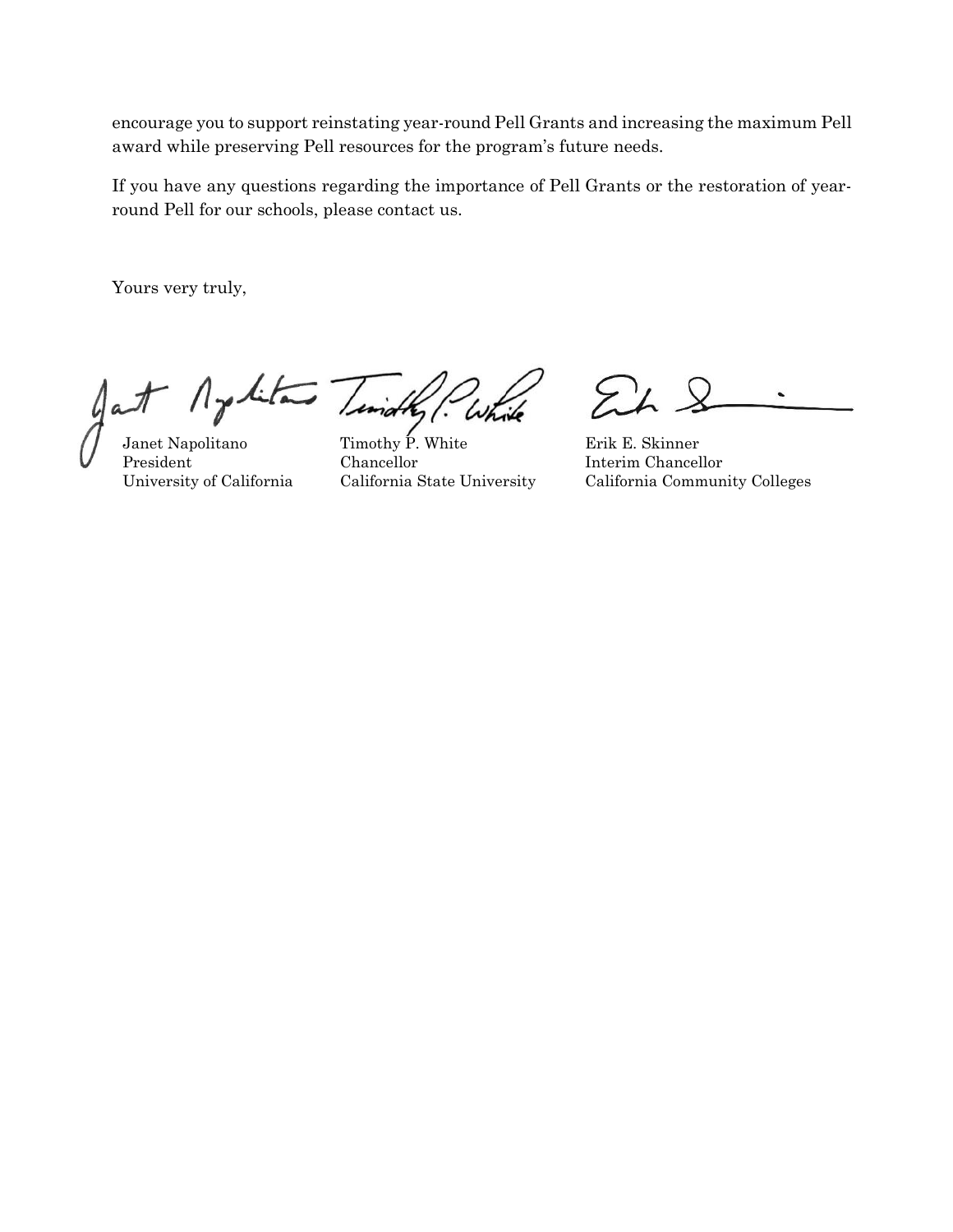encourage you to support reinstating year-round Pell Grants and increasing the maximum Pell award while preserving Pell resources for the program's future needs.

If you have any questions regarding the importance of Pell Grants or the restoration of year-round Pell for our schools, please contact us.

Yours very truly,

| | | |
|---|---|---|
| Janet Napolitano | Timothy P. White | Erik E. Skinner |
| President | Chancellor | Interim Chancellor |
| University of California | California State University | California Community Colleges |